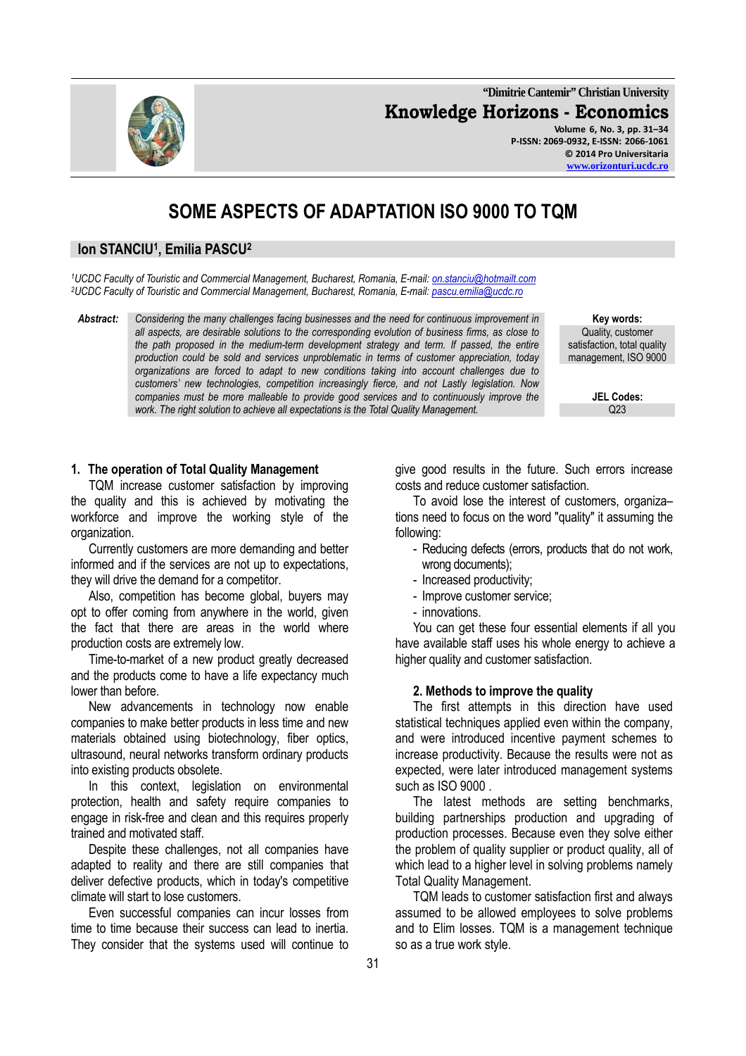"Dimitrie Cantemir" Christian University

**Knowledge Horizons - Economics**

Volume 6, No. 3, pp. 31–34
P-ISSN: 2069-0932, E-ISSN: 2066-1061
© 2014 Pro Universitaria
www.orizonturi.ucdc.ro

# SOME ASPECTS OF ADAPTATION ISO 9000 TO TQM

**Ion STANCIU[1], Emilia PASCU[2]**

[1]*UCDC Faculty of Touristic and Commercial Management, Bucharest, Romania, E-mail: on.stanciu@hotmailt.com*
[2]*UCDC Faculty of Touristic and Commercial Management, Bucharest, Romania, E-mail: pascu.emilia@ucdc.ro*

**Abstract:** *Considering the many challenges facing businesses and the need for continuous improvement in all aspects, are desirable solutions to the corresponding evolution of business firms, as close to the path proposed in the medium-term development strategy and term. If passed, the entire production could be sold and services unproblematic in terms of customer appreciation, today organizations are forced to adapt to new conditions taking into account challenges due to customers' new technologies, competition increasingly fierce, and not Lastly legislation. Now companies must be more malleable to provide good services and to continuously improve the work. The right solution to achieve all expectations is the Total Quality Management.*

**Key words:** Quality, customer satisfaction, total quality management, ISO 9000

**JEL Codes:** Q23

## 1. The operation of Total Quality Management

TQM increase customer satisfaction by improving the quality and this is achieved by motivating the workforce and improve the working style of the organization.

Currently customers are more demanding and better informed and if the services are not up to expectations, they will drive the demand for a competitor.

Also, competition has become global, buyers may opt to offer coming from anywhere in the world, given the fact that there are areas in the world where production costs are extremely low.

Time-to-market of a new product greatly decreased and the products come to have a life expectancy much lower than before.

New advancements in technology now enable companies to make better products in less time and new materials obtained using biotechnology, fiber optics, ultrasound, neural networks transform ordinary products into existing products obsolete.

In this context, legislation on environmental protection, health and safety require companies to engage in risk-free and clean and this requires properly trained and motivated staff.

Despite these challenges, not all companies have adapted to reality and there are still companies that deliver defective products, which in today's competitive climate will start to lose customers.

Even successful companies can incur losses from time to time because their success can lead to inertia. They consider that the systems used will continue to give good results in the future. Such errors increase costs and reduce customer satisfaction.

To avoid lose the interest of customers, organiza–tions need to focus on the word "quality" it assuming the following:

- Reducing defects (errors, products that do not work, wrong documents);
- Increased productivity;
- Improve customer service;
- innovations.

You can get these four essential elements if all you have available staff uses his whole energy to achieve a higher quality and customer satisfaction.

## 2. Methods to improve the quality

The first attempts in this direction have used statistical techniques applied even within the company, and were introduced incentive payment schemes to increase productivity. Because the results were not as expected, were later introduced management systems such as ISO 9000 .

The latest methods are setting benchmarks, building partnerships production and upgrading of production processes. Because even they solve either the problem of quality supplier or product quality, all of which lead to a higher level in solving problems namely Total Quality Management.

TQM leads to customer satisfaction first and always assumed to be allowed employees to solve problems and to Elim losses. TQM is a management technique so as a true work style.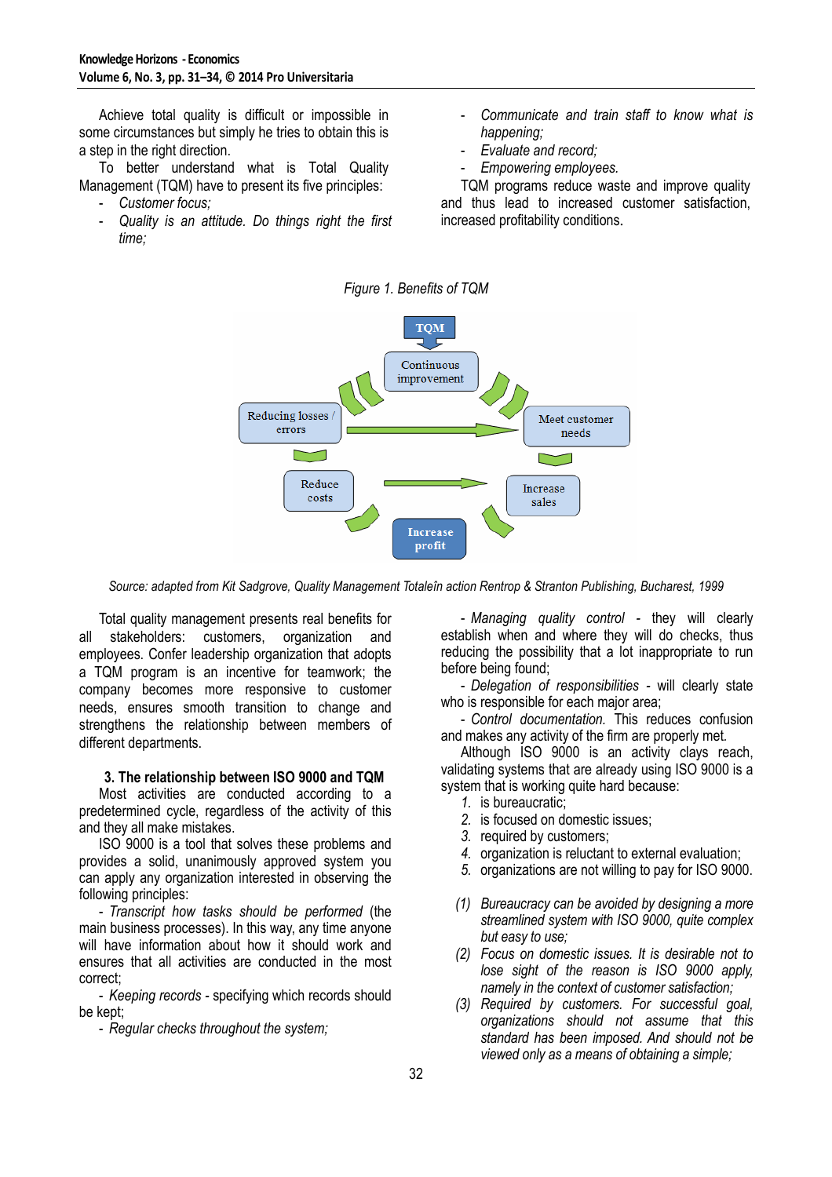Achieve total quality is difficult or impossible in some circumstances but simply he tries to obtain this is a step in the right direction.

To better understand what is Total Quality Management (TQM) have to present its five principles:

- *Customer focus;*
- *Quality is an attitude. Do things right the first time;*
- *Communicate and train staff to know what is happening;*
- *Evaluate and record;*
- *Empowering employees.*

TQM programs reduce waste and improve quality and thus lead to increased customer satisfaction, increased profitability conditions.

*Figure 1. Benefits of TQM*

TQM → Continuous improvement → Meet customer needs → Increase sales → Increase profit; Reducing losses / errors → Meet customer needs; Reducing losses / errors → Reduce costs → Increase sales; Reduce costs → Increase profit

*Source: adapted from Kit Sadgrove, Quality Management Totaleîn action Rentrop & Stranton Publishing, Bucharest, 1999*

Total quality management presents real benefits for all stakeholders: customers, organization and employees. Confer leadership organization that adopts a TQM program is an incentive for teamwork; the company becomes more responsive to customer needs, ensures smooth transition to change and strengthens the relationship between members of different departments.

### 3. The relationship between ISO 9000 and TQM

Most activities are conducted according to a predetermined cycle, regardless of the activity of this and they all make mistakes.

ISO 9000 is a tool that solves these problems and provides a solid, unanimously approved system you can apply any organization interested in observing the following principles:

- *Transcript how tasks should be performed* (the main business processes). In this way, any time anyone will have information about how it should work and ensures that all activities are conducted in the most correct;
- *Keeping records* - specifying which records should be kept;
- *Regular checks throughout the system;*
- *Managing quality control* - they will clearly establish when and where they will do checks, thus reducing the possibility that a lot inappropriate to run before being found;
- *Delegation of responsibilities* - will clearly state who is responsible for each major area;
- *Control documentation.* This reduces confusion and makes any activity of the firm are properly met.

Although ISO 9000 is an activity clays reach, validating systems that are already using ISO 9000 is a system that is working quite hard because:

1. is bureaucratic;
2. is focused on domestic issues;
3. required by customers;
4. organization is reluctant to external evaluation;
5. organizations are not willing to pay for ISO 9000.

(1) *Bureaucracy can be avoided by designing a more streamlined system with ISO 9000, quite complex but easy to use;*

(2) *Focus on domestic issues. It is desirable not to lose sight of the reason is ISO 9000 apply, namely in the context of customer satisfaction;*

(3) *Required by customers. For successful goal, organizations should not assume that this standard has been imposed. And should not be viewed only as a means of obtaining a simple;*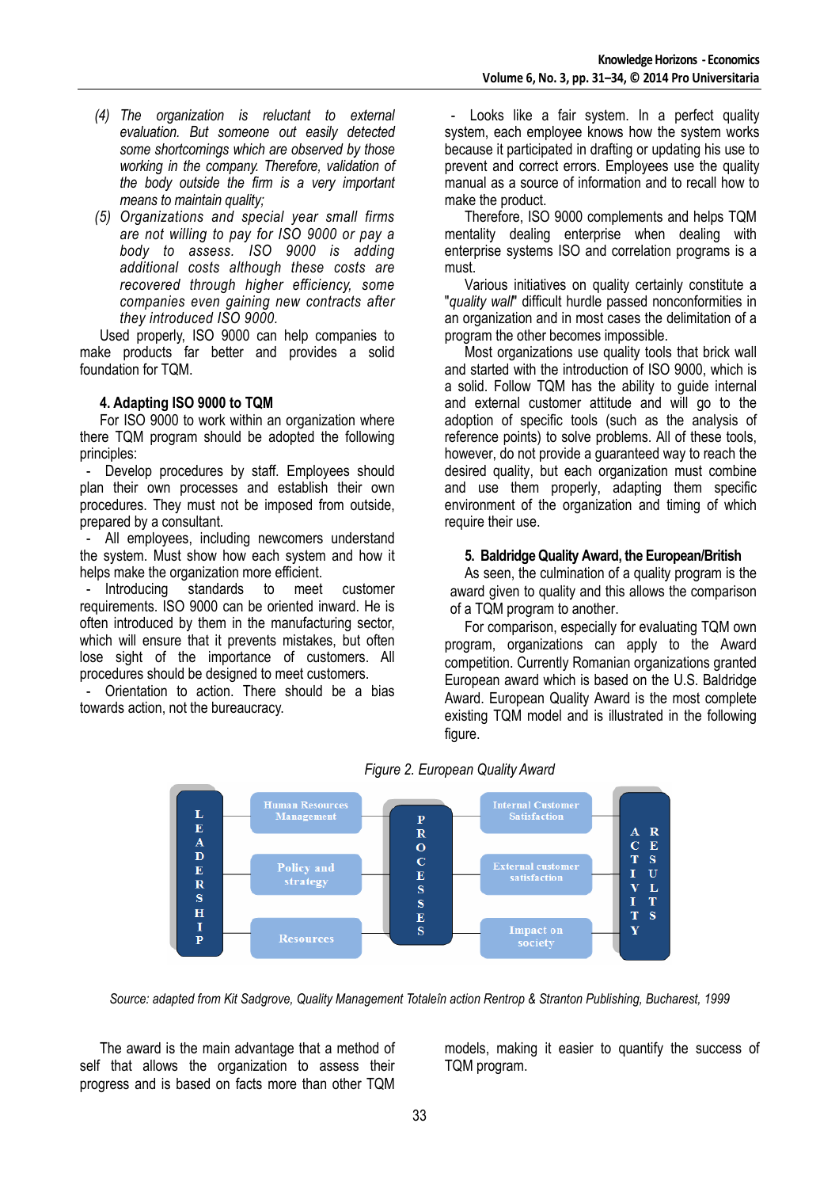(4) *The organization is reluctant to external evaluation. But someone out easily detected some shortcomings which are observed by those working in the company. Therefore, validation of the body outside the firm is a very important means to maintain quality;*

(5) *Organizations and special year small firms are not willing to pay for ISO 9000 or pay a body to assess. ISO 9000 is adding additional costs although these costs are recovered through higher efficiency, some companies even gaining new contracts after they introduced ISO 9000.*

Used properly, ISO 9000 can help companies to make products far better and provides a solid foundation for TQM.

## 4. Adapting ISO 9000 to TQM

For ISO 9000 to work within an organization where there TQM program should be adopted the following principles:

- Develop procedures by staff. Employees should plan their own processes and establish their own procedures. They must not be imposed from outside, prepared by a consultant.
- All employees, including newcomers understand the system. Must show how each system and how it helps make the organization more efficient.
- Introducing standards to meet customer requirements. ISO 9000 can be oriented inward. He is often introduced by them in the manufacturing sector, which will ensure that it prevents mistakes, but often lose sight of the importance of customers. All procedures should be designed to meet customers.
- Orientation to action. There should be a bias towards action, not the bureaucracy.
- Looks like a fair system. In a perfect quality system, each employee knows how the system works because it participated in drafting or updating his use to prevent and correct errors. Employees use the quality manual as a source of information and to recall how to make the product.

Therefore, ISO 9000 complements and helps TQM mentality dealing enterprise when dealing with enterprise systems ISO and correlation programs is a must.

Various initiatives on quality certainly constitute a "*quality wall*" difficult hurdle passed nonconformities in an organization and in most cases the delimitation of a program the other becomes impossible.

Most organizations use quality tools that brick wall and started with the introduction of ISO 9000, which is a solid. Follow TQM has the ability to guide internal and external customer attitude and will go to the adoption of specific tools (such as the analysis of reference points) to solve problems. All of these tools, however, do not provide a guaranteed way to reach the desired quality, but each organization must combine and use them properly, adapting them specific environment of the organization and timing of which require their use.

## 5. Baldridge Quality Award, the European/British

As seen, the culmination of a quality program is the award given to quality and this allows the comparison of a TQM program to another.

For comparison, especially for evaluating TQM own program, organizations can apply to the Award competition. Currently Romanian organizations granted European award which is based on the U.S. Baldridge Award. European Quality Award is the most complete existing TQM model and is illustrated in the following figure.

*Figure 2. European Quality Award*

| LEADERSHIP | | PROCESSES | | ACTIVITY RESULTS |
|---|---|---|---|---|
| | Human Resources Management | | Internal Customer Satisfaction | |
| | Policy and strategy | | External customer satisfaction | |
| | Resources | | Impact on society | |

*Source: adapted from Kit Sadgrove, Quality Management Totaleîn action Rentrop & Stranton Publishing, Bucharest, 1999*

The award is the main advantage that a method of self that allows the organization to assess their progress and is based on facts more than other TQM models, making it easier to quantify the success of TQM program.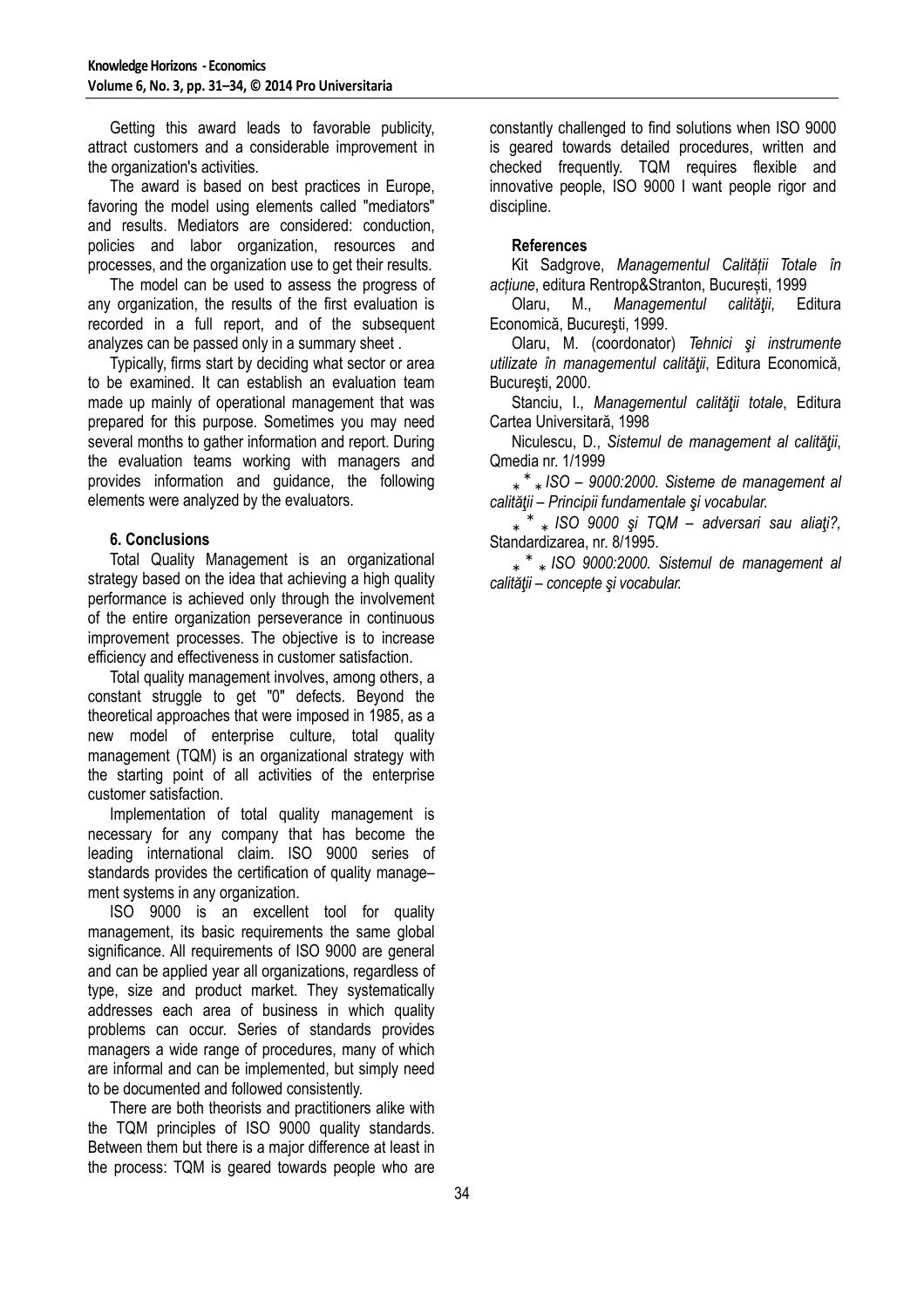Getting this award leads to favorable publicity, attract customers and a considerable improvement in the organization's activities.

The award is based on best practices in Europe, favoring the model using elements called "mediators" and results. Mediators are considered: conduction, policies and labor organization, resources and processes, and the organization use to get their results.

The model can be used to assess the progress of any organization, the results of the first evaluation is recorded in a full report, and of the subsequent analyzes can be passed only in a summary sheet .

Typically, firms start by deciding what sector or area to be examined. It can establish an evaluation team made up mainly of operational management that was prepared for this purpose. Sometimes you may need several months to gather information and report. During the evaluation teams working with managers and provides information and guidance, the following elements were analyzed by the evaluators.

### 6. Conclusions

Total Quality Management is an organizational strategy based on the idea that achieving a high quality performance is achieved only through the involvement of the entire organization perseverance in continuous improvement processes. The objective is to increase efficiency and effectiveness in customer satisfaction.

Total quality management involves, among others, a constant struggle to get "0" defects. Beyond the theoretical approaches that were imposed in 1985, as a new model of enterprise culture, total quality management (TQM) is an organizational strategy with the starting point of all activities of the enterprise customer satisfaction.

Implementation of total quality management is necessary for any company that has become the leading international claim. ISO 9000 series of standards provides the certification of quality manage–ment systems in any organization.

ISO 9000 is an excellent tool for quality management, its basic requirements the same global significance. All requirements of ISO 9000 are general and can be applied year all organizations, regardless of type, size and product market. They systematically addresses each area of business in which quality problems can occur. Series of standards provides managers a wide range of procedures, many of which are informal and can be implemented, but simply need to be documented and followed consistently.

There are both theorists and practitioners alike with the TQM principles of ISO 9000 quality standards. Between them but there is a major difference at least in the process: TQM is geared towards people who are constantly challenged to find solutions when ISO 9000 is geared towards detailed procedures, written and checked frequently. TQM requires flexible and innovative people, ISO 9000 I want people rigor and discipline.

### References

Kit Sadgrove, *Managementul Calității Totale în acțiune*, editura Rentrop&Stranton, București, 1999

Olaru, M., *Managementul calităţii*, Editura Economică, Bucureşti, 1999.

Olaru, M. (coordonator) *Tehnici şi instrumente utilizate în managementul calităţii*, Editura Economică, Bucureşti, 2000.

Stanciu, I., *Managementul calităţii totale*, Editura Cartea Universitară, 1998

Niculescu, D., *Sistemul de management al calităţii*, Qmedia nr. 1/1999

\* \* \* *ISO – 9000:2000. Sisteme de management al calităţii – Principii fundamentale şi vocabular.*

\* \* \* *ISO 9000 şi TQM – adversari sau aliaţi?,* Standardizarea, nr. 8/1995.

\* \* \* *ISO 9000:2000. Sistemul de management al calităţii – concepte şi vocabular.*